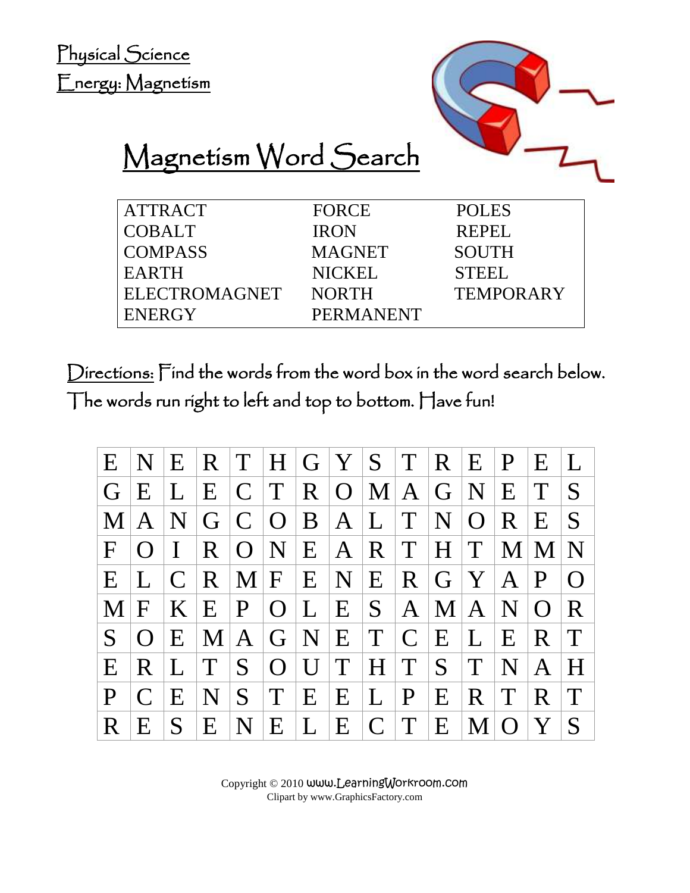Physical Science

Energy: Magnetism

# Magnetism Word Search

| ATTRACT | FORCE | POLES |
|---|---|---|
| COBALT | IRON | REPEL |
| COMPASS | MAGNET | SOUTH |
| EARTH | NICKEL | STEEL |
| ELECTROMAGNET | NORTH | TEMPORARY |
| ENERGY | PERMANENT | |

Directions: Find the words from the word box in the word search below. The words run right to left and top to bottom. Have fun!

| | | | | | | | | | | | | | | |
|---|---|---|---|---|---|---|---|---|---|---|---|---|---|---|
| E | N | E | R | T | H | G | Y | S | T | R | E | P | E | L |
| G | E | L | E | C | T | R | O | M | A | G | N | E | T | S |
| M | A | N | G | C | O | B | A | L | T | N | O | R | E | S |
| F | O | I | R | O | N | E | A | R | T | H | T | M | M | N |
| E | L | C | R | M | F | E | N | E | R | G | Y | A | P | O |
| M | F | K | E | P | O | L | E | S | A | M | A | N | O | R |
| S | O | E | M | A | G | N | E | T | C | E | L | E | R | T |
| E | R | L | T | S | O | U | T | H | T | S | T | N | A | H |
| P | C | E | N | S | T | E | E | L | P | E | R | T | R | T |
| R | E | S | E | N | E | L | E | C | T | E | M | O | Y | S |

Copyright © 2010 www.LearningWorkroom.com
Clipart by www.GraphicsFactory.com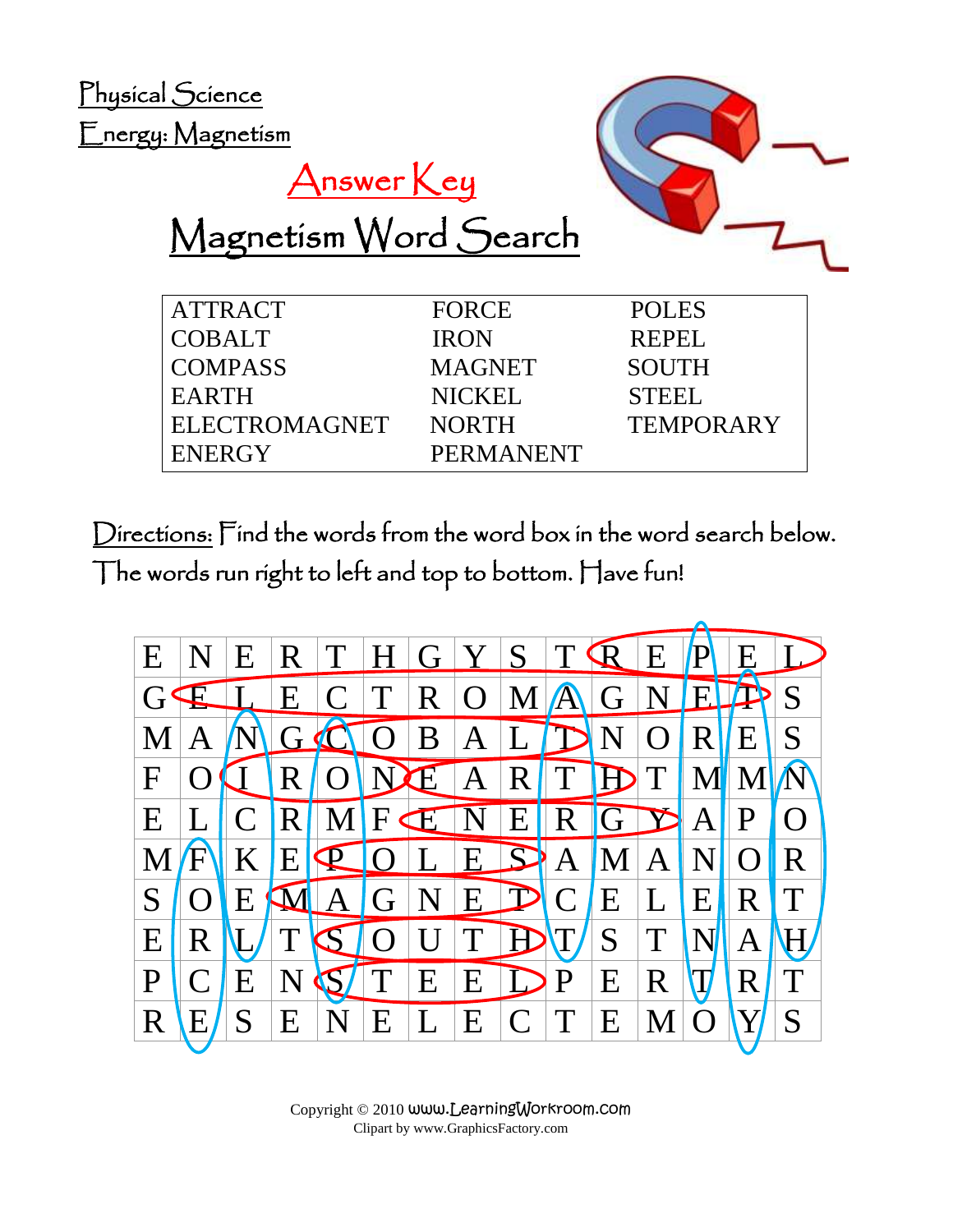Physical Science

Energy: Magnetism

Answer Key

# Magnetism Word Search

| | | |
|---|---|---|
| ATTRACT | FORCE | POLES |
| COBALT | IRON | REPEL |
| COMPASS | MAGNET | SOUTH |
| EARTH | NICKEL | STEEL |
| ELECTROMAGNET | NORTH | TEMPORARY |
| ENERGY | PERMANENT | |

Directions: Find the words from the word box in the word search below. The words run right to left and top to bottom. Have fun!

| | | | | | | | | | | | | | | |
|---|---|---|---|---|---|---|---|---|---|---|---|---|---|---|
| E | N | E | R | T | H | G | Y | S | T | R | E | P | E | L |
| G | E | L | E | C | T | R | O | M | A | G | N | E | T | S |
| M | A | N | G | C | O | B | A | L | T | N | O | R | E | S |
| F | O | I | R | O | N | E | A | R | T | H | T | M | M | N |
| E | L | C | R | M | F | E | N | E | R | G | Y | A | P | O |
| M | F | K | E | P | O | L | E | S | A | M | A | N | O | R |
| S | O | E | M | A | G | N | E | T | C | E | L | E | R | T |
| E | R | L | T | S | O | U | T | H | T | S | T | N | A | H |
| P | C | E | N | S | T | E | E | L | P | E | R | T | R | T |
| R | E | S | E | N | E | L | E | C | T | E | M | O | Y | S |

Copyright © 2010 www.LearningWorkroom.com
Clipart by www.GraphicsFactory.com